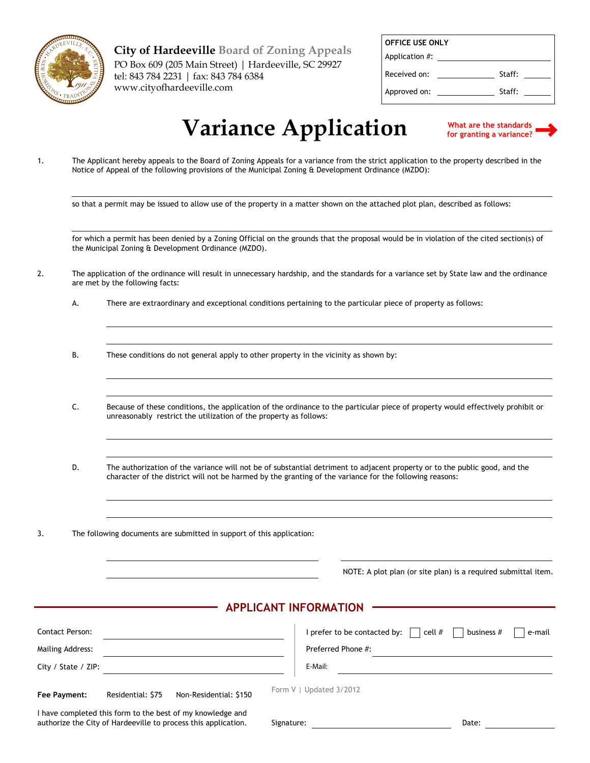**City of Hardeeville** Board of Zoning Appeals
PO Box 609 (205 Main Street) | Hardeeville, SC 29927
tel: 843 784 2231 | fax: 843 784 6384
www.cityofhardeeville.com

| OFFICE USE ONLY | | | |
|---|---|---|---|
| Application #: | | | |
| Received on: | | Staff: | |
| Approved on: | | Staff: | |

# Variance Application

What are the standards for granting a variance? →

1. The Applicant hereby appeals to the Board of Zoning Appeals for a variance from the strict application to the property described in the Notice of Appeal of the following provisions of the Municipal Zoning & Development Ordinance (MZDO):

   \_\_\_\_\_\_\_\_\_\_\_\_\_\_\_\_\_\_\_\_\_\_\_\_\_\_\_\_\_\_\_\_\_\_\_\_\_\_\_\_

   so that a permit may be issued to allow use of the property in a matter shown on the attached plot plan, described as follows:

   \_\_\_\_\_\_\_\_\_\_\_\_\_\_\_\_\_\_\_\_\_\_\_\_\_\_\_\_\_\_\_\_\_\_\_\_\_\_\_\_

   for which a permit has been denied by a Zoning Official on the grounds that the proposal would be in violation of the cited section(s) of the Municipal Zoning & Development Ordinance (MZDO).

2. The application of the ordinance will result in unnecessary hardship, and the standards for a variance set by State law and the ordinance are met by the following facts:

   A. There are extraordinary and exceptional conditions pertaining to the particular piece of property as follows:

   \_\_\_\_\_\_\_\_\_\_\_\_\_\_\_\_\_\_\_\_\_\_\_\_\_\_\_\_\_\_\_\_\_\_\_\_\_\_\_\_

   \_\_\_\_\_\_\_\_\_\_\_\_\_\_\_\_\_\_\_\_\_\_\_\_\_\_\_\_\_\_\_\_\_\_\_\_\_\_\_\_

   B. These conditions do not general apply to other property in the vicinity as shown by:

   \_\_\_\_\_\_\_\_\_\_\_\_\_\_\_\_\_\_\_\_\_\_\_\_\_\_\_\_\_\_\_\_\_\_\_\_\_\_\_\_

   \_\_\_\_\_\_\_\_\_\_\_\_\_\_\_\_\_\_\_\_\_\_\_\_\_\_\_\_\_\_\_\_\_\_\_\_\_\_\_\_

   C. Because of these conditions, the application of the ordinance to the particular piece of property would effectively prohibit or unreasonably restrict the utilization of the property as follows:

   \_\_\_\_\_\_\_\_\_\_\_\_\_\_\_\_\_\_\_\_\_\_\_\_\_\_\_\_\_\_\_\_\_\_\_\_\_\_\_\_

   \_\_\_\_\_\_\_\_\_\_\_\_\_\_\_\_\_\_\_\_\_\_\_\_\_\_\_\_\_\_\_\_\_\_\_\_\_\_\_\_

   D. The authorization of the variance will not be of substantial detriment to adjacent property or to the public good, and the character of the district will not be harmed by the granting of the variance for the following reasons:

   \_\_\_\_\_\_\_\_\_\_\_\_\_\_\_\_\_\_\_\_\_\_\_\_\_\_\_\_\_\_\_\_\_\_\_\_\_\_\_\_

   \_\_\_\_\_\_\_\_\_\_\_\_\_\_\_\_\_\_\_\_\_\_\_\_\_\_\_\_\_\_\_\_\_\_\_\_\_\_\_\_

3. The following documents are submitted in support of this application:

   \_\_\_\_\_\_\_\_\_\_\_\_\_\_\_\_\_\_\_\_ \_\_\_\_\_\_\_\_\_\_\_\_\_\_\_\_\_\_\_\_

   \_\_\_\_\_\_\_\_\_\_\_\_\_\_\_\_\_\_\_\_ NOTE: A plot plan (or site plan) is a required submittal item.

## APPLICANT INFORMATION

Contact Person: \_\_\_\_\_\_\_\_\_\_\_\_\_\_\_\_\_\_\_\_

Mailing Address: \_\_\_\_\_\_\_\_\_\_\_\_\_\_\_\_\_\_\_\_

City / State / ZIP: \_\_\_\_\_\_\_\_\_\_\_\_\_\_\_\_\_\_\_\_

I prefer to be contacted by: ☐ cell # ☐ business # ☐ e-mail

Preferred Phone #: \_\_\_\_\_\_\_\_\_\_\_\_\_\_\_\_\_\_\_\_

E-Mail: \_\_\_\_\_\_\_\_\_\_\_\_\_\_\_\_\_\_\_\_

**Fee Payment:** Residential: $75 Non-Residential: $150

Form V | Updated 3/2012

I have completed this form to the best of my knowledge and authorize the City of Hardeeville to process this application.

Signature: \_\_\_\_\_\_\_\_\_\_\_\_\_\_\_\_\_\_\_\_ Date: \_\_\_\_\_\_\_\_\_\_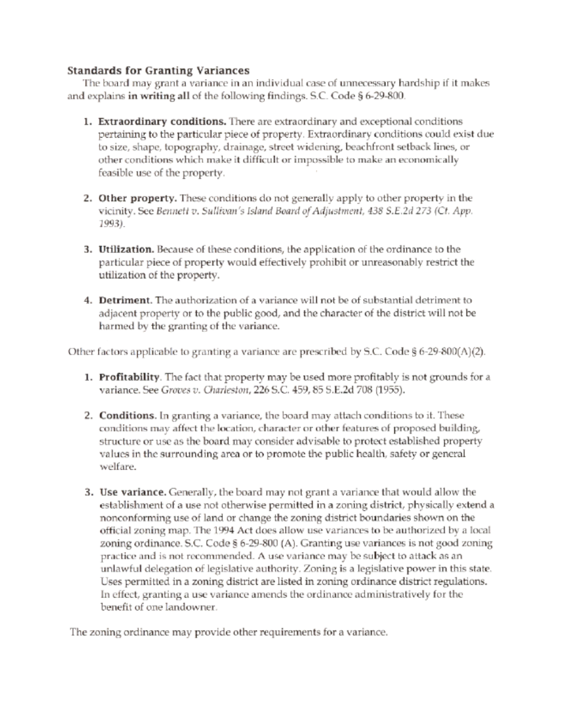### Standards for Granting Variances

The board may grant a variance in an individual case of unnecessary hardship if it makes and explains **in writing all** of the following findings. S.C. Code § 6-29-800.

1. **Extraordinary conditions.** There are extraordinary and exceptional conditions pertaining to the particular piece of property. Extraordinary conditions could exist due to size, shape, topography, drainage, street widening, beachfront setback lines, or other conditions which make it difficult or impossible to make an economically feasible use of the property.

2. **Other property.** These conditions do not generally apply to other property in the vicinity. See *Bennett v. Sullivan's Island Board of Adjustment, 438 S.E.2d 273 (Ct. App. 1993).*

3. **Utilization.** Because of these conditions, the application of the ordinance to the particular piece of property would effectively prohibit or unreasonably restrict the utilization of the property.

4. **Detriment.** The authorization of a variance will not be of substantial detriment to adjacent property or to the public good, and the character of the district will not be harmed by the granting of the variance.

Other factors applicable to granting a variance are prescribed by S.C. Code § 6-29-800(A)(2).

1. **Profitability**. The fact that property may be used more profitably is not grounds for a variance. See *Groves v. Charleston*, 226 S.C. 459, 85 S.E.2d 708 (1955).

2. **Conditions.** In granting a variance, the board may attach conditions to it. These conditions may affect the location, character or other features of proposed building, structure or use as the board may consider advisable to protect established property values in the surrounding area or to promote the public health, safety or general welfare.

3. **Use variance.** Generally, the board may not grant a variance that would allow the establishment of a use not otherwise permitted in a zoning district, physically extend a nonconforming use of land or change the zoning district boundaries shown on the official zoning map. The 1994 Act does allow use variances to be authorized by a local zoning ordinance. S.C. Code § 6-29-800 (A). Granting use variances is not good zoning practice and is not recommended. A use variance may be subject to attack as an unlawful delegation of legislative authority. Zoning is a legislative power in this state. Uses permitted in a zoning district are listed in zoning ordinance district regulations. In effect, granting a use variance amends the ordinance administratively for the benefit of one landowner.

The zoning ordinance may provide other requirements for a variance.